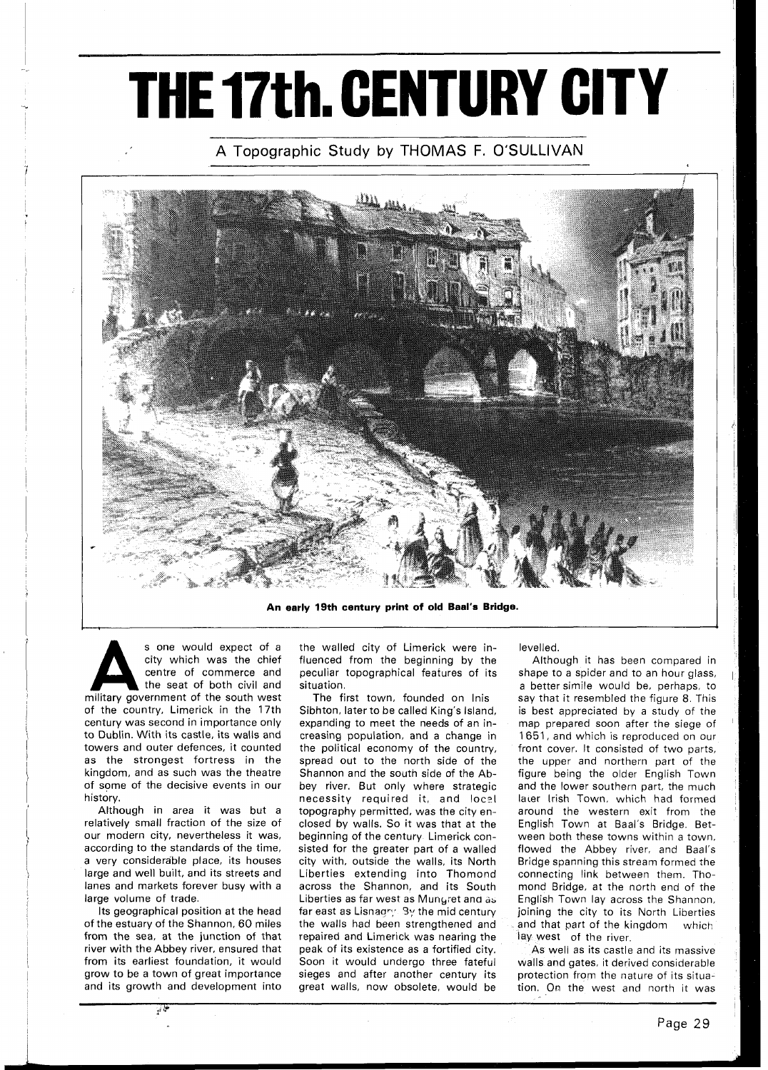# THE 17th. CENTURY CITY

## A Topographic Study by THOMAS F. O'SULLIVAN

**An early 19th century print of old Baal's Bridge.**

As one would expect of a city which was the chief centre of commerce and the seat of both civil and military government of the south west of the country, Limerick in the 17th century was second in importance only to Dublin. With its castle, its walls and towers and outer defences, it counted as the strongest fortress in the kingdom, and as such was the theatre of some of the decisive events in our history.

Although in area it was but a relatively small fraction of the size of our modern city, nevertheless it was, according to the standards of the time, a very considerable place, its houses large and well built, and its streets and lanes and markets forever busy with a large volume of trade.

Its geographical position at the head of the estuary of the Shannon, 60 miles from the sea, at the junction of that river with the Abbey river, ensured that from its earliest foundation, it would grow to be a town of great importance and its growth and development into the walled city of Limerick were influenced from the beginning by the peculiar topographical features of its situation.

The first town, founded on Inis Sibhton, later to be called King's Island, expanding to meet the needs of an increasing population, and a change in the political economy of the country, spread out to the north side of the Shannon and the south side of the Abbey river. But only where strategic necessity required it, and local topography permitted, was the city enclosed by walls. So it was that at the beginning of the century Limerick consisted for the greater part of a walled city with, outside the walls, its North Liberties extending into Thomond across the Shannon, and its South Liberties as far west as Mungret and as far east as Lisnagry. By the mid century the walls had been strengthened and repaired and Limerick was nearing the peak of its existence as a fortified city. Soon it would undergo three fateful sieges and after another century its great walls, now obsolete, would be levelled.

Although it has been compared in shape to a spider and to an hour glass, a better simile would be, perhaps, to say that it resembled the figure 8. This is best appreciated by a study of the map prepared soon after the siege of 1651, and which is reproduced on our front cover. It consisted of two parts, the upper and northern part of the figure being the older English Town and the lower southern part, the much later Irish Town, which had formed around the western exit from the English Town at Baal's Bridge. Between both these towns within a town, flowed the Abbey river, and Baal's Bridge spanning this stream formed the connecting link between them. Thomond Bridge, at the north end of the English Town lay across the Shannon, joining the city to its North Liberties and that part of the kingdom which lay west of the river.

As well as its castle and its massive walls and gates, it derived considerable protection from the nature of its situation. On the west and north it was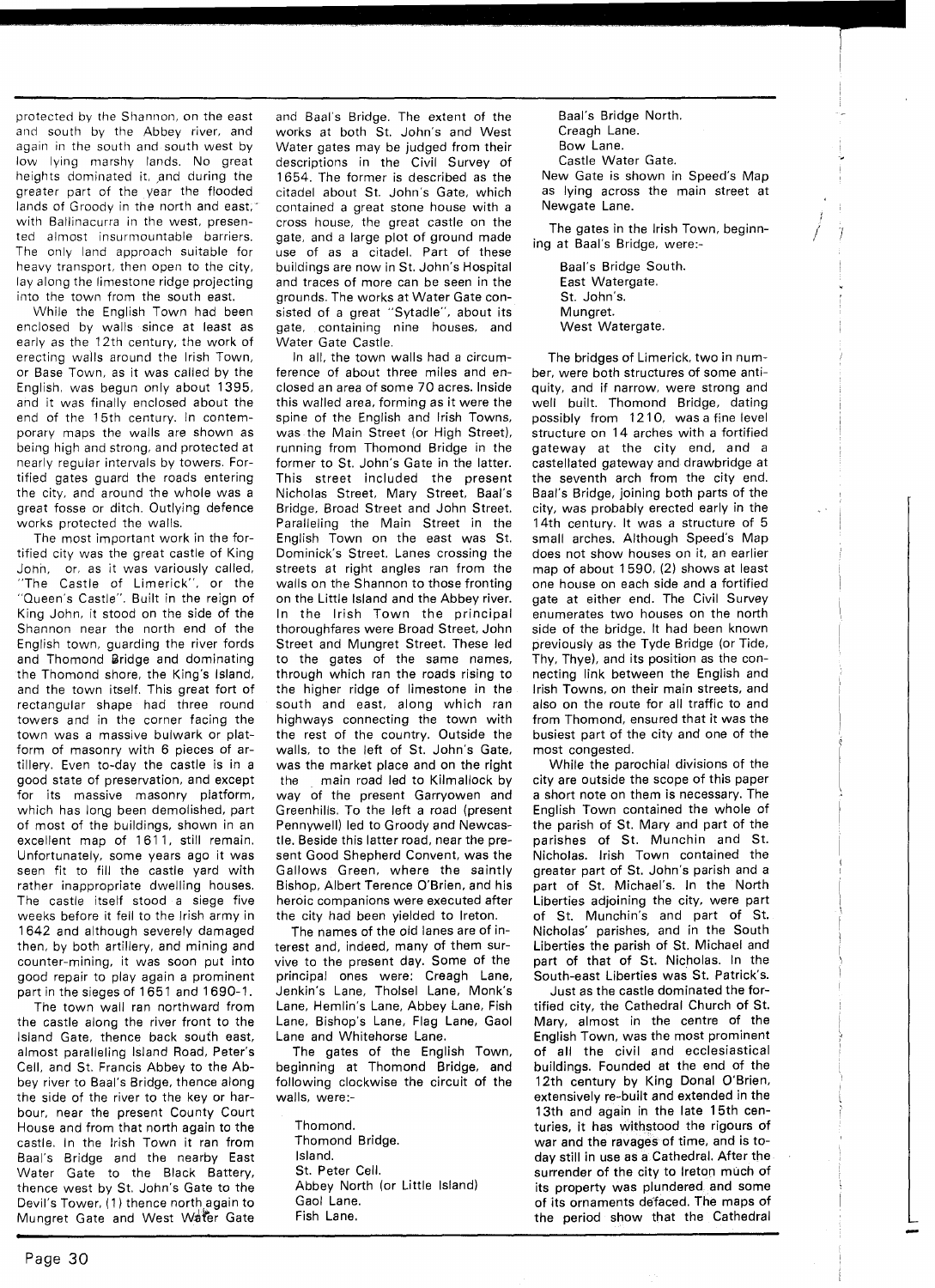protected by the Shannon, on the east and south by the Abbey river, and again in the south and south west by low lying marshy lands. No great heights dominated it, and during the greater part of the year the flooded lands of Groody in the north and east, with Ballinacurra in the west, presented almost insurmountable barriers. The only land approach suitable for heavy transport, then open to the city, lay along the limestone ridge projecting into the town from the south east.

While the English Town had been enclosed by walls since at least as early as the 12th century, the work of erecting walls around the Irish Town, or Base Town, as it was called by the English, was begun only about 1395, and it was finally enclosed about the end of the 15th century. In contemporary maps the walls are shown as being high and strong, and protected at nearly regular intervals by towers. Fortified gates guard the roads entering the city, and around the whole was a great fosse or ditch. Outlying defence works protected the walls.

The most important work in the fortified city was the great castle of King John, or, as it was variously called, "The Castle of Limerick", or the "Queen's Castle". Built in the reign of King John, it stood on the side of the Shannon near the north end of the English town, guarding the river fords and Thomond Bridge and dominating the Thomond shore, the King's Island, and the town itself. This great fort of rectangular shape had three round towers and in the corner facing the town was a massive bulwark or platform of masonry with 6 pieces of artillery. Even to-day the castle is in a good state of preservation, and except for its massive masonry platform, which has long been demolished, part of most of the buildings, shown in an excellent map of 1611, still remain. Unfortunately, some years ago it was seen fit to fill the castle yard with rather inappropriate dwelling houses. The castle itself stood a siege five weeks before it fell to the Irish army in 1642 and although severely damaged then, by both artillery, and mining and counter-mining, it was soon put into good repair to play again a prominent part in the sieges of 1651 and 1690-1.

The town wall ran northward from the castle along the river front to the Island Gate, thence back south east, almost paralleling Island Road, Peter's Cell, and St. Francis Abbey to the Abbey river to Baal's Bridge, thence along the side of the river to the key or harbour, near the present County Court House and from that north again to the castle. In the Irish Town it ran from Baal's Bridge and the nearby East Water Gate to the Black Battery, thence west by St. John's Gate to the Devil's Tower, (1) thence north again to Mungret Gate and West Water Gate and Baal's Bridge. The extent of the works at both St. John's and West Water gates may be judged from their descriptions in the Civil Survey of 1654. The former is described as the citadel about St. John's Gate, which contained a great stone house with a cross house, the great castle on the gate, and a large plot of ground made use of as a citadel. Part of these buildings are now in St. John's Hospital and traces of more can be seen in the grounds. The works at Water Gate consisted of a great "Sytadle", about its gate, containing nine houses, and Water Gate Castle.

In all, the town walls had a circumference of about three miles and enclosed an area of some 70 acres. Inside this walled area, forming as it were the spine of the English and Irish Towns, was the Main Street (or High Street), running from Thomond Bridge in the former to St. John's Gate in the latter. This street included the present Nicholas Street, Mary Street, Baal's Bridge, Broad Street and John Street. Paralleling the Main Street in the English Town on the east was St. Dominick's Street. Lanes crossing the streets at right angles ran from the walls on the Shannon to those fronting on the Little Island and the Abbey river. In the Irish Town the principal thoroughfares were Broad Street, John Street and Mungret Street. These led to the gates of the same names, through which ran the roads rising to the higher ridge of limestone in the south and east, along which ran highways connecting the town with the rest of the country. Outside the walls, to the left of St. John's Gate, was the market place and on the right the main road led to Kilmallock by way of the present Garryowen and Greenhills. To the left a road (present Pennywell) led to Groody and Newcastle. Beside this latter road, near the present Good Shepherd Convent, was the Gallows Green, where the saintly Bishop, Albert Terence O'Brien, and his heroic companions were executed after the city had been yielded to Ireton.

The names of the old lanes are of interest and, indeed, many of them survive to the present day. Some of the principal ones were: Creagh Lane, Jenkin's Lane, Tholsel Lane, Monk's Lane, Hemlin's Lane, Abbey Lane, Fish Lane, Bishop's Lane, Flag Lane, Gaol Lane and Whitehorse Lane.

The gates of the English Town, beginning at Thomond Bridge, and following clockwise the circuit of the walls, were:-

- Thomond.
- Thomond Bridge.
- Island.
- St. Peter Cell.
- Abbey North (or Little Island)
- Gaol Lane.
- Fish Lane.
- Baal's Bridge North.
- Creagh Lane.
- Bow Lane.
- Castle Water Gate.

New Gate is shown in Speed's Map as lying across the main street at Newgate Lane.

The gates in the Irish Town, beginning at Baal's Bridge, were:-

- Baal's Bridge South.
- East Watergate.
- St. John's.
- Mungret.
- West Watergate.

The bridges of Limerick, two in number, were both structures of some antiquity, and if narrow, were strong and well built. Thomond Bridge, dating possibly from 1210, was a fine level structure on 14 arches with a fortified gateway at the city end, and a castellated gateway and drawbridge at the seventh arch from the city end. Baal's Bridge, joining both parts of the city, was probably erected early in the 14th century. It was a structure of 5 small arches. Although Speed's Map does not show houses on it, an earlier map of about 1590, (2) shows at least one house on each side and a fortified gate at either end. The Civil Survey enumerates two houses on the north side of the bridge. It had been known previously as the Tyde Bridge (or Tide, Thy, Thye), and its position as the connecting link between the English and Irish Towns, on their main streets, and also on the route for all traffic to and from Thomond, ensured that it was the busiest part of the city and one of the most congested.

While the parochial divisions of the city are outside the scope of this paper a short note on them is necessary. The English Town contained the whole of the parish of St. Mary and part of the parishes of St. Munchin and St. Nicholas. Irish Town contained the greater part of St. John's parish and a part of St. Michael's. In the North Liberties adjoining the city, were part of St. Munchin's and part of St. Nicholas' parishes, and in the South Liberties the parish of St. Michael and part of that of St. Nicholas. In the South-east Liberties was St. Patrick's.

Just as the castle dominated the fortified city, the Cathedral Church of St. Mary, almost in the centre of the English Town, was the most prominent of all the civil and ecclesiastical buildings. Founded at the end of the 12th century by King Donal O'Brien, extensively re-built and extended in the 13th and again in the late 15th centuries, it has withstood the rigours of war and the ravages of time, and is today still in use as a Cathedral. After the surrender of the city to Ireton much of its property was plundered and some of its ornaments defaced. The maps of the period show that the Cathedral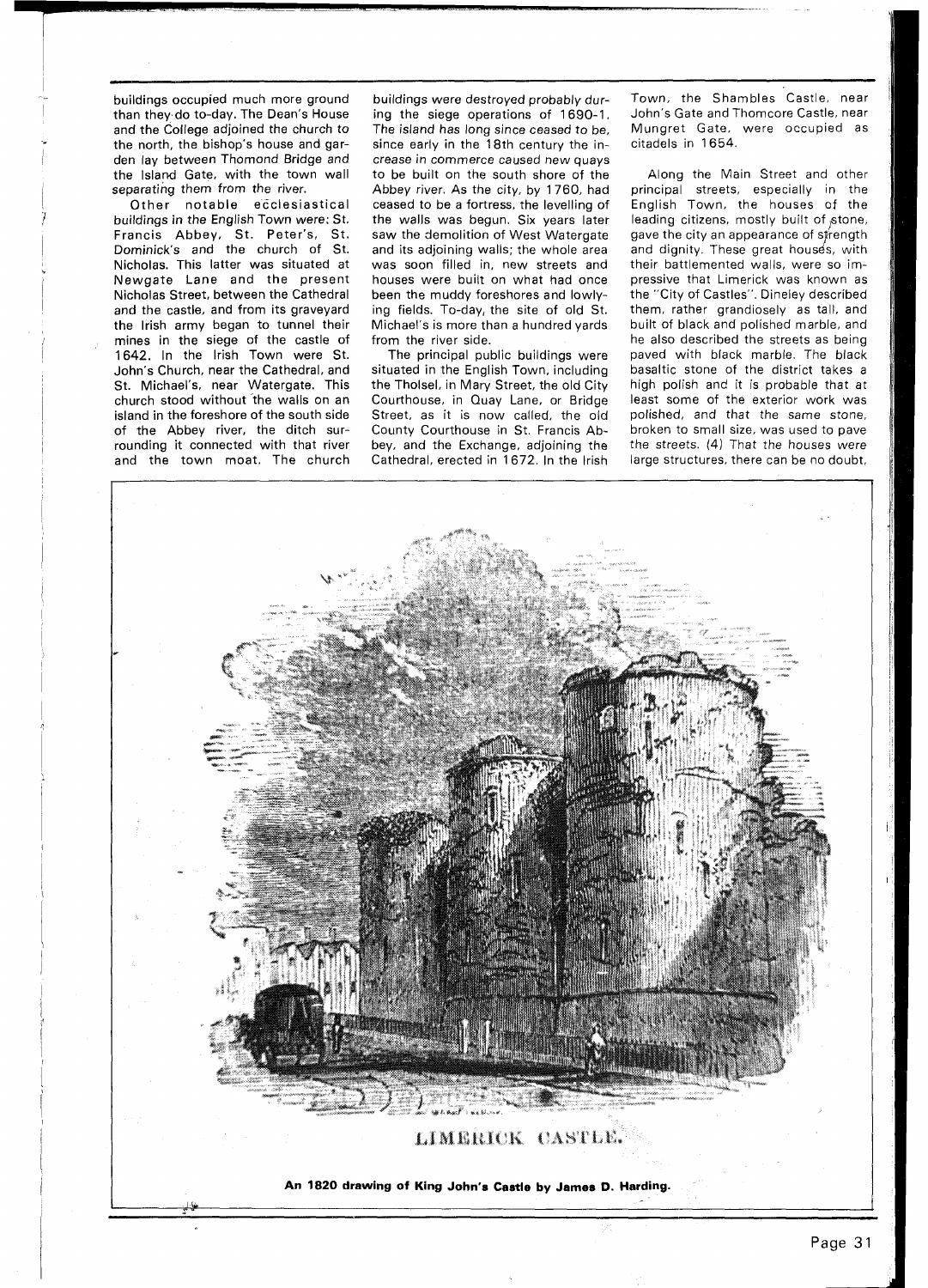buildings occupied much more ground than they do to-day. The Dean's House and the College adjoined the church to the north, the bishop's house and garden lay between Thomond Bridge and the Island Gate, with the town wall separating them from the river.

Other notable ecclesiastical buildings in the English Town were: St. Francis Abbey, St. Peter's, St. Dominick's and the church of St. Nicholas. This latter was situated at Newgate Lane and the present Nicholas Street, between the Cathedral and the castle, and from its graveyard the Irish army began to tunnel their mines in the siege of the castle of 1642. In the Irish Town were St. John's Church, near the Cathedral, and St. Michael's, near Watergate. This church stood without the walls on an island in the foreshore of the south side of the Abbey river, the ditch surrounding it connected with that river and the town moat. The church buildings were destroyed probably during the siege operations of 1690-1. The island has long since ceased to be, since early in the 18th century the increase in commerce caused new quays to be built on the south shore of the Abbey river. As the city, by 1760, had ceased to be a fortress, the levelling of the walls was begun. Six years later saw the demolition of West Watergate and its adjoining walls; the whole area was soon filled in, new streets and houses were built on what had once been the muddy foreshores and lowlying fields. To-day, the site of old St. Michael's is more than a hundred yards from the river side.

The principal public buildings were situated in the English Town, including the Tholsel, in Mary Street, the old City Courthouse, in Quay Lane, or Bridge Street, as it is now called, the old County Courthouse in St. Francis Abbey, and the Exchange, adjoining the Cathedral, erected in 1672. In the Irish Town, the Shambles Castle, near John's Gate and Thomcore Castle, near Mungret Gate, were occupied as citadels in 1654.

Along the Main Street and other principal streets, especially in the English Town, the houses of the leading citizens, mostly built of stone, gave the city an appearance of strength and dignity. These great houses, with their battlemented walls, were so impressive that Limerick was known as the "City of Castles". Dineley described them, rather grandiosely as tall, and built of black and polished marble, and he also described the streets as being paved with black marble. The black basaltic stone of the district takes a high polish and it is probable that at least some of the exterior work was polished, and that the same stone, broken to small size, was used to pave the streets. (4) That the houses were large structures, there can be no doubt,

LIMERICK CASTLE.

**An 1820 drawing of King John's Castle by James D. Harding.**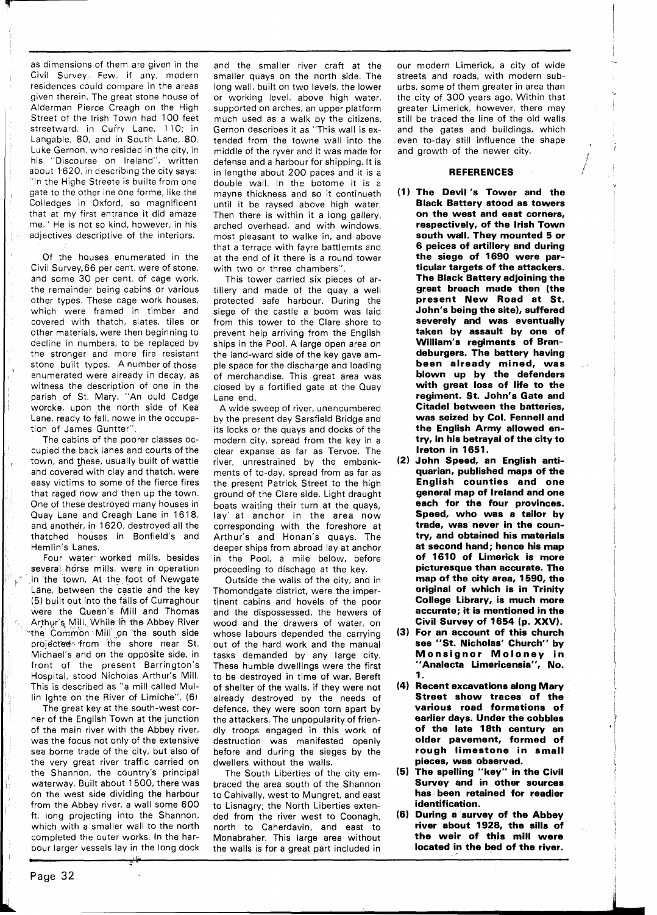as dimensions of them are given in the Civil Survey. Few, if any, modern residences could compare in the areas given therein. The great stone house of Alderman Pierce Creagh on the High Street of the Irish Town had 100 feet streetward, in Curry Lane, 110; in Langable, 80, and in South Lane, 80. Luke Gernon, who resided in the city, in his "Discourse on Ireland", written about 1620, in describing the city says: "In the Highe Streete is builte from one gate to the other ine one forme, like the Colledges in Oxford, so magnificent that at my first entrance it did amaze me." He is not so kind, however, in his adjectives descriptive of the interiors.

Of the houses enumerated in the Civil Survey, 66 per cent. were of stone, and some 30 per cent. of cage work, the remainder being cabins or various other types. These cage work houses, which were framed in timber and covered with thatch, slates, tiles or other materials, were then beginning to decline in numbers, to be replaced by the stronger and more fire resistant stone built types. A number of those enumerated were already in decay, as witness the description of one in the parish of St. Mary. "An ould Cadge worcke, upon the north side of Kea Lane, ready to fall, nowe in the occupation of James Guntter".

The cabins of the poorer classes occupied the back lanes and courts of the town, and these, usually built of wattle and covered with clay and thatch, were easy victims to some of the fierce fires that raged now and then up the town. One of these destroyed many houses in Quay Lane and Creagh Lane in 1618, and another, in 1620, destroyed all the thatched houses in Bonfield's and Hemlin's Lanes.

Four water-worked mills, besides several horse mills, were in operation in the town. At the foot of Newgate Lane, between the castle and the key (5) built out into the falls of Curraghour were the Queen's Mill and Thomas Arthur's Mill. While in the Abbey River the Common Mill on the south side projected from the shore near St. Michael's and on the opposite side, in front of the present Barrington's Hospital, stood Nicholas Arthur's Mill. This is described as "a mill called Mullin Ighte on the River of Limiche". (6)

The great key at the south-west corner of the English Town at the junction of the main river with the Abbey river, was the focus not only of the extensive sea borne trade of the city, but also of the very great river traffic carried on the Shannon, the country's principal waterway. Built about 1500, there was on the west side dividing the harbour from the Abbey river, a wall some 600 ft. long projecting into the Shannon, which with a smaller wall to the north completed the outer works. In the harbour larger vessels lay in the long dock and the smaller river craft at the smaller quays on the north side. The long wall, built on two levels, the lower or working level, above high water, supported on arches, an upper platform much used as a walk by the citizens. Gernon describes it as "This wall is extended from the towne wall into the middle of the ryver and it was made for defense and a harbour for shipping. It is in lengthe about 200 paces and it is a double wall. In the botome it is a mayne thickness and so it continueth until it be raysed above high water. Then there is within it a long gallery, arched overhead, and with windows, most pleasant to walke in, and above that a terrace with fayre battlemts and at the end of it there is a round tower with two or three chambers".

This tower carried six pieces of artillery and made of the quay a well protected safe harbour. During the siege of the castle a boom was laid from this tower to the Clare shore to prevent help arriving from the English ships in the Pool. A large open area on the land-ward side of the key gave ample space for the discharge and loading of merchandise. This great area was closed by a fortified gate at the Quay Lane end.

A wide sweep of river, unencumbered by the present day Sarsfield Bridge and its locks or the quays and docks of the modern city, spread from the key in a clear expanse as far as Tervoe. The river, unrestrained by the embankments of to-day, spread from as far as the present Patrick Street to the high ground of the Clare side. Light draught boats waiting their turn at the quays, lay at anchor in the area now corresponding with the foreshore at Arthur's and Honan's quays. The deeper ships from abroad lay at anchor in the Pool, a mile below, before proceeding to dischage at the key.

Outside the walls of the city, and in Thomondgate district, were the impertinent cabins and hovels of the poor and the dispossessed, the hewers of wood and the drawers of water, on whose labours depended the carrying out of the hard work and the manual tasks demanded by any large city. These humble dwellings were the first to be destroyed in time of war. Bereft of shelter of the walls, if they were not already destroyed by the needs of defence, they were soon torn apart by the attackers. The unpopularity of friendly troops engaged in this work of destruction was manifested openly before and during the sieges by the dwellers without the walls.

The South Liberties of the city embraced the area south of the Shannon to Cahivally, west to Mungret, and east to Lisnagry; the North Liberties extended from the river west to Coonagh, north to Caherdavin, and east to Monabraher. This large area without the walls is for a great part included in our modern Limerick, a city of wide streets and roads, with modern suburbs, some of them greater in area than the city of 300 years ago. Within that greater Limerick, however, there may still be traced the line of the old walls and the gates and buildings, which even to-day still influence the shape and growth of the newer city.

## REFERENCES

**(1) The Devil's Tower and the Black Battery stood as towers on the west and east corners, respectively, of the Irish Town south wall. They mounted 5 or 6 peices of artillery and during the siege of 1690 were particular targets of the attackers. The Black Battery adjoining the great breach made then (the present New Road at St. John's being the site), suffered severely and was eventually taken by assault by one of William's regiments of Brandeburgers. The battery having been already mined, was blown up by the defenders with great loss of life to the regiment. St. John's Gate and Citadel between the batteries, was seized by Col. Fennell and the English Army allowed entry, in his betrayal of the city to Ireton in 1651.**

**(2) John Speed, an English antiquarian, published maps of the English counties and one general map of Ireland and one each for the four provinces. Speed, who was a tailor by trade, was never in the country, and obtained his materials at second hand; hence his map of 1610 of Limerick is more picturesque than accurate. The map of the city area, 1590, the original of which is in Trinity College Library, is much more accurate; it is mentioned in the Civil Survey of 1654 (p. XXV).**

**(3) For an account of this church see "St. Nicholas' Church" by Monsignor Moloney in "Analecta Limericensia", No. 1.**

**(4) Recent excavations along Mary Street show traces of the various road formations of earlier days. Under the cobbles of the late 18th century an older pavement, formed of rough limestone in small pieces, was observed.**

**(5) The spelling "key" in the Civil Survey and in other sources has been retained for readier identification.**

**(6) During a survey of the Abbey river about 1928, the sills of the weir of this mill were located in the bed of the river.**